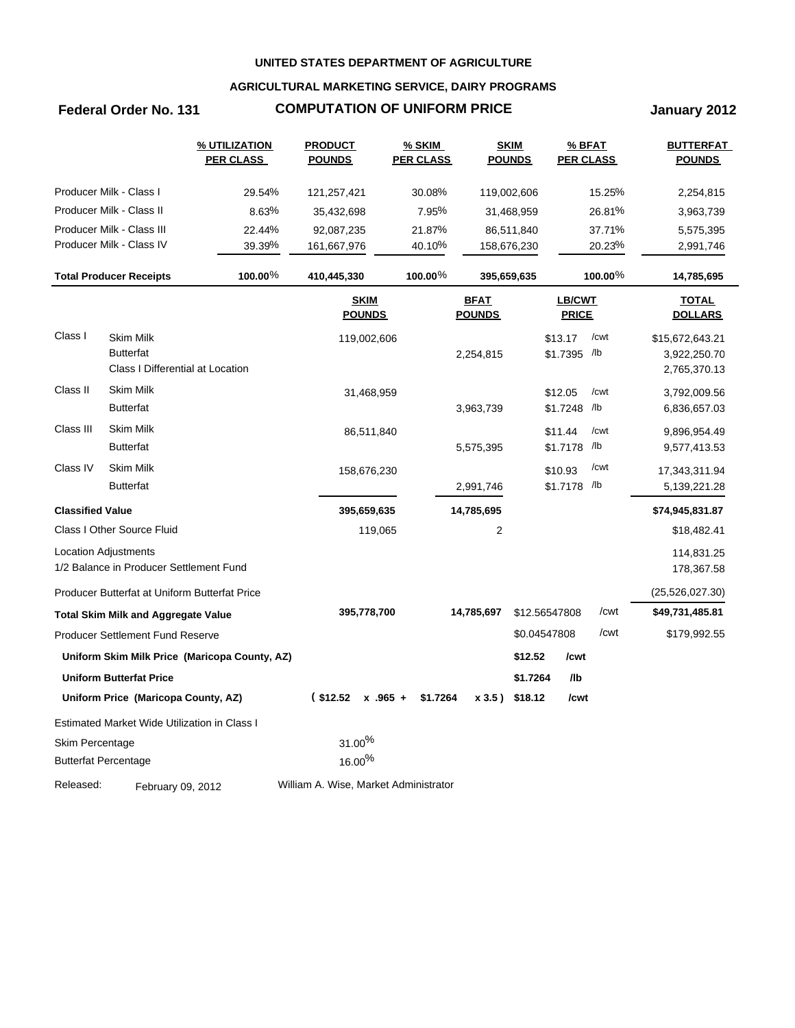# UNITED STATES DEPARTMENT OF AGRICULTURE

## AGRICULTURAL MARKETING SERVICE, DAIRY PROGRAMS

**Federal Order No. 131** | **COMPUTATION OF UNIFORM PRICE** | **January 2012**

| | % UTILIZATION PER CLASS | PRODUCT POUNDS | % SKIM PER CLASS | SKIM POUNDS | % BFAT PER CLASS | BUTTERFAT POUNDS |
|---|---|---|---|---|---|---|
| Producer Milk - Class I | 29.54% | 121,257,421 | 30.08% | 119,002,606 | 15.25% | 2,254,815 |
| Producer Milk - Class II | 8.63% | 35,432,698 | 7.95% | 31,468,959 | 26.81% | 3,963,739 |
| Producer Milk - Class III | 22.44% | 92,087,235 | 21.87% | 86,511,840 | 37.71% | 5,575,395 |
| Producer Milk - Class IV | 39.39% | 161,667,976 | 40.10% | 158,676,230 | 20.23% | 2,991,746 |
| **Total Producer Receipts** | **100.00%** | **410,445,330** | **100.00%** | **395,659,635** | **100.00%** | **14,785,695** |

| | | SKIM POUNDS | BFAT POUNDS | LB/CWT PRICE | | TOTAL DOLLARS |
|---|---|---|---|---|---|---|
| Class I | Skim Milk | 119,002,606 | | $13.17 | /cwt | $15,672,643.21 |
| | Butterfat | | 2,254,815 | $1.7395 | /lb | 3,922,250.70 |
| | Class I Differential at Location | | | | | 2,765,370.13 |
| Class II | Skim Milk | 31,468,959 | | $12.05 | /cwt | 3,792,009.56 |
| | Butterfat | | 3,963,739 | $1.7248 | /lb | 6,836,657.03 |
| Class III | Skim Milk | 86,511,840 | | $11.44 | /cwt | 9,896,954.49 |
| | Butterfat | | 5,575,395 | $1.7178 | /lb | 9,577,413.53 |
| Class IV | Skim Milk | 158,676,230 | | $10.93 | /cwt | 17,343,311.94 |
| | Butterfat | | 2,991,746 | $1.7178 | /lb | 5,139,221.28 |
| **Classified Value** | | **395,659,635** | **14,785,695** | | | **$74,945,831.87** |
| Class I Other Source Fluid | | 119,065 | 2 | | | $18,482.41 |
| Location Adjustments | | | | | | 114,831.25 |
| 1/2 Balance in Producer Settlement Fund | | | | | | 178,367.58 |
| Producer Butterfat at Uniform Butterfat Price | | | | | | (25,526,027.30) |
| **Total Skim Milk and Aggregate Value** | | **395,778,700** | **14,785,697** | $12.56547808 | /cwt | **$49,731,485.81** |
| Producer Settlement Fund Reserve | | | | $0.04547808 | /cwt | $179,992.55 |
| **Uniform Skim Milk Price (Maricopa County, AZ)** | | | | **$12.52** | **/cwt** | |
| **Uniform Butterfat Price** | | | | **$1.7264** | **/lb** | |
| **Uniform Price (Maricopa County, AZ)** | | **( $12.52 x .965 +** | **$1.7264 x 3.5 )** | **$18.12** | **/cwt** | |

Estimated Market Wide Utilization in Class I

| | |
|---|---|
| Skim Percentage | 31.00% |
| Butterfat Percentage | 16.00% |

Released: February 09, 2012 — William A. Wise, Market Administrator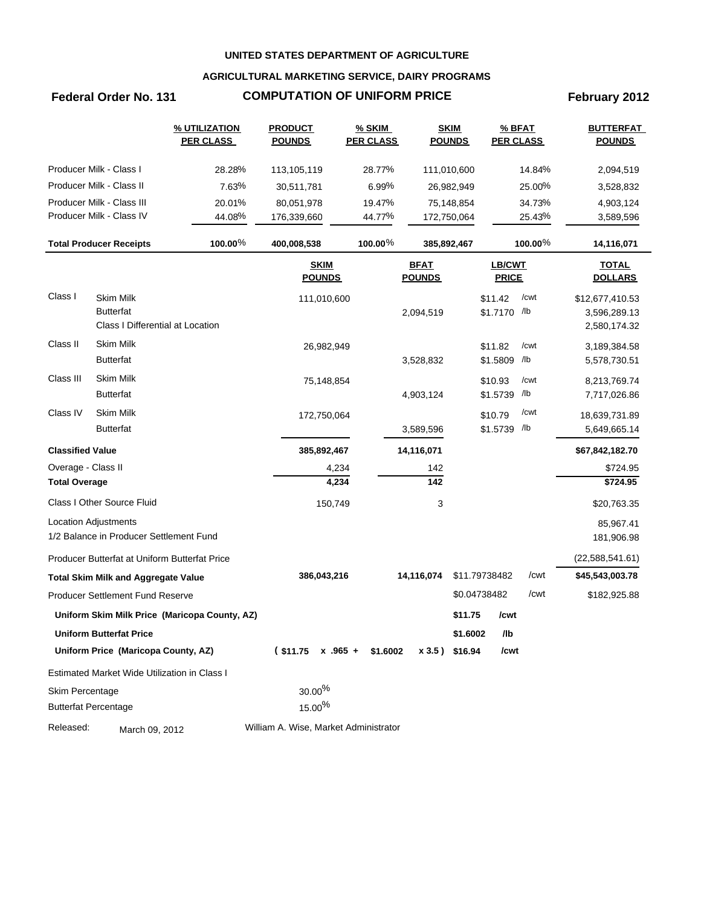**UNITED STATES DEPARTMENT OF AGRICULTURE**

**AGRICULTURAL MARKETING SERVICE, DAIRY PROGRAMS**

**Federal Order No. 131** **COMPUTATION OF UNIFORM PRICE** **February 2012**

| | % UTILIZATION PER CLASS | PRODUCT POUNDS | % SKIM PER CLASS | SKIM POUNDS | % BFAT PER CLASS | BUTTERFAT POUNDS |
|---|---|---|---|---|---|---|
| Producer Milk - Class I | 28.28% | 113,105,119 | 28.77% | 111,010,600 | 14.84% | 2,094,519 |
| Producer Milk - Class II | 7.63% | 30,511,781 | 6.99% | 26,982,949 | 25.00% | 3,528,832 |
| Producer Milk - Class III | 20.01% | 80,051,978 | 19.47% | 75,148,854 | 34.73% | 4,903,124 |
| Producer Milk - Class IV | 44.08% | 176,339,660 | 44.77% | 172,750,064 | 25.43% | 3,589,596 |
| **Total Producer Receipts** | **100.00%** | **400,008,538** | **100.00%** | **385,892,467** | **100.00%** | **14,116,071** |

| | | SKIM POUNDS | BFAT POUNDS | LB/CWT PRICE | | TOTAL DOLLARS |
|---|---|---|---|---|---|---|
| Class I | Skim Milk | 111,010,600 | | $11.42 | /cwt | $12,677,410.53 |
| | Butterfat | | 2,094,519 | $1.7170 | /lb | 3,596,289.13 |
| | Class I Differential at Location | | | | | 2,580,174.32 |
| Class II | Skim Milk | 26,982,949 | | $11.82 | /cwt | 3,189,384.58 |
| | Butterfat | | 3,528,832 | $1.5809 | /lb | 5,578,730.51 |
| Class III | Skim Milk | 75,148,854 | | $10.93 | /cwt | 8,213,769.74 |
| | Butterfat | | 4,903,124 | $1.5739 | /lb | 7,717,026.86 |
| Class IV | Skim Milk | 172,750,064 | | $10.79 | /cwt | 18,639,731.89 |
| | Butterfat | | 3,589,596 | $1.5739 | /lb | 5,649,665.14 |
| **Classified Value** | | **385,892,467** | **14,116,071** | | | **$67,842,182.70** |
| Overage - Class II | | 4,234 | 142 | | | $724.95 |
| **Total Overage** | | **4,234** | **142** | | | **$724.95** |
| Class I Other Source Fluid | | 150,749 | 3 | | | $20,763.35 |
| Location Adjustments | | | | | | 85,967.41 |
| 1/2 Balance in Producer Settlement Fund | | | | | | 181,906.98 |
| Producer Butterfat at Uniform Butterfat Price | | | | | | (22,588,541.61) |
| **Total Skim Milk and Aggregate Value** | | **386,043,216** | **14,116,074** | $11.79738482 | /cwt | **$45,543,003.78** |
| Producer Settlement Fund Reserve | | | | $0.04738482 | /cwt | $182,925.88 |
| **Uniform Skim Milk Price (Maricopa County, AZ)** | | | | **$11.75** | **/cwt** | |
| **Uniform Butterfat Price** | | | | **$1.6002** | **/lb** | |
| **Uniform Price (Maricopa County, AZ)** | | **( $11.75 x .965 +** | **$1.6002 x 3.5 )** | **$16.94** | **/cwt** | |

Estimated Market Wide Utilization in Class I

| | |
|---|---|
| Skim Percentage | 30.00% |
| Butterfat Percentage | 15.00% |

Released: March 09, 2012 William A. Wise, Market Administrator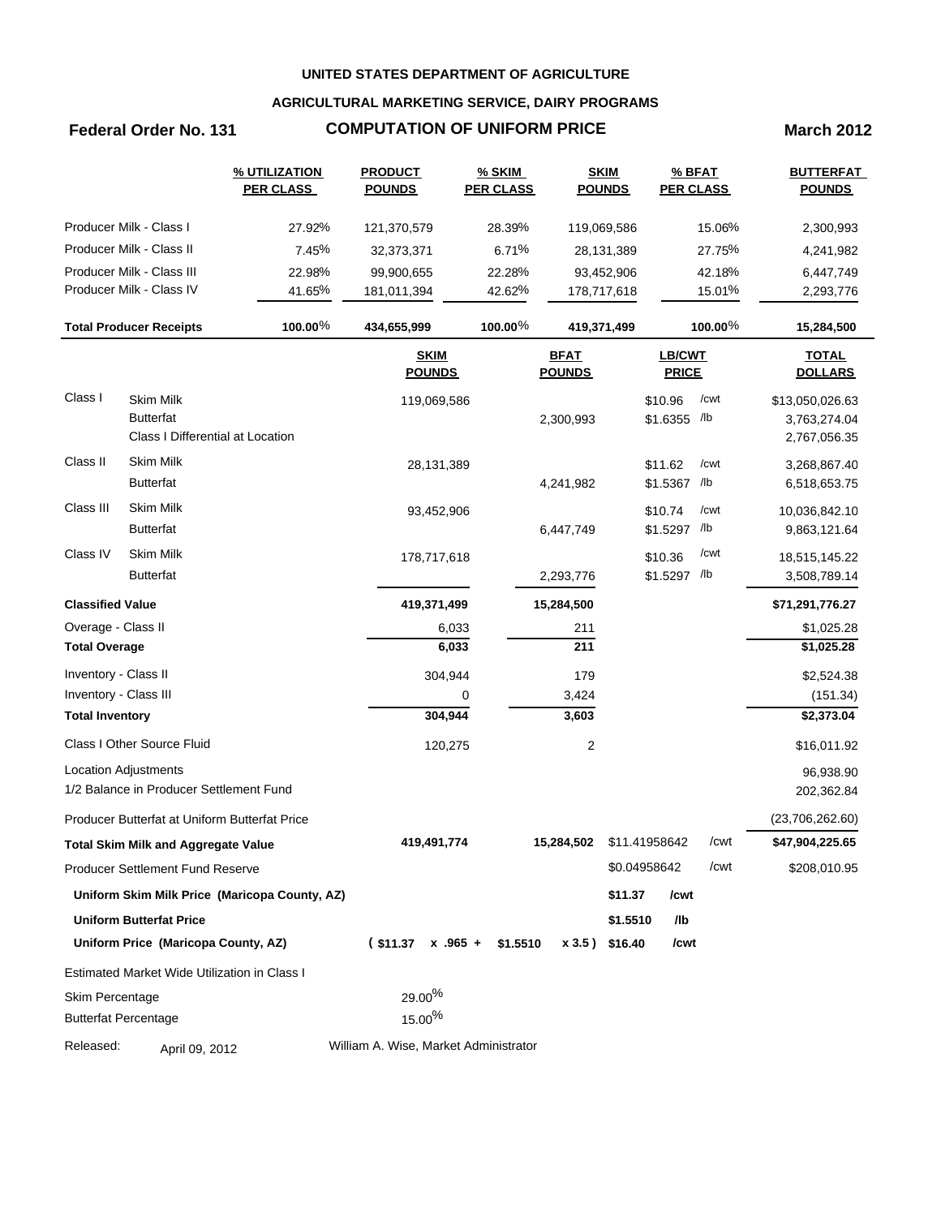UNITED STATES DEPARTMENT OF AGRICULTURE

AGRICULTURAL MARKETING SERVICE, DAIRY PROGRAMS

**Federal Order No. 131** — **COMPUTATION OF UNIFORM PRICE** — **March 2012**

| | % UTILIZATION PER CLASS | PRODUCT POUNDS | % SKIM PER CLASS | SKIM POUNDS | % BFAT PER CLASS | BUTTERFAT POUNDS |
|---|---|---|---|---|---|---|
| Producer Milk - Class I | 27.92% | 121,370,579 | 28.39% | 119,069,586 | 15.06% | 2,300,993 |
| Producer Milk - Class II | 7.45% | 32,373,371 | 6.71% | 28,131,389 | 27.75% | 4,241,982 |
| Producer Milk - Class III | 22.98% | 99,900,655 | 22.28% | 93,452,906 | 42.18% | 6,447,749 |
| Producer Milk - Class IV | 41.65% | 181,011,394 | 42.62% | 178,717,618 | 15.01% | 2,293,776 |
| **Total Producer Receipts** | **100.00%** | **434,655,999** | **100.00%** | **419,371,499** | **100.00%** | **15,284,500** |

| | | SKIM POUNDS | BFAT POUNDS | LB/CWT PRICE | TOTAL DOLLARS |
|---|---|---|---|---|---|
| Class I | Skim Milk | 119,069,586 | | $10.96 /cwt | $13,050,026.63 |
| | Butterfat | | 2,300,993 | $1.6355 /lb | 3,763,274.04 |
| | Class I Differential at Location | | | | 2,767,056.35 |
| Class II | Skim Milk | 28,131,389 | | $11.62 /cwt | 3,268,867.40 |
| | Butterfat | | 4,241,982 | $1.5367 /lb | 6,518,653.75 |
| Class III | Skim Milk | 93,452,906 | | $10.74 /cwt | 10,036,842.10 |
| | Butterfat | | 6,447,749 | $1.5297 /lb | 9,863,121.64 |
| Class IV | Skim Milk | 178,717,618 | | $10.36 /cwt | 18,515,145.22 |
| | Butterfat | | 2,293,776 | $1.5297 /lb | 3,508,789.14 |
| **Classified Value** | | **419,371,499** | **15,284,500** | | **$71,291,776.27** |
| Overage - Class II | | 6,033 | 211 | | $1,025.28 |
| **Total Overage** | | **6,033** | **211** | | **$1,025.28** |
| Inventory - Class II | | 304,944 | 179 | | $2,524.38 |
| Inventory - Class III | | 0 | 3,424 | | (151.34) |
| **Total Inventory** | | **304,944** | **3,603** | | **$2,373.04** |
| Class I Other Source Fluid | | 120,275 | 2 | | $16,011.92 |
| Location Adjustments | | | | | 96,938.90 |
| 1/2 Balance in Producer Settlement Fund | | | | | 202,362.84 |
| Producer Butterfat at Uniform Butterfat Price | | | | | (23,706,262.60) |
| **Total Skim Milk and Aggregate Value** | | **419,491,774** | **15,284,502** | $11.41958642 /cwt | **$47,904,225.65** |
| Producer Settlement Fund Reserve | | | | $0.04958642 /cwt | $208,010.95 |
| **Uniform Skim Milk Price (Maricopa County, AZ)** | | | | **$11.37 /cwt** | |
| **Uniform Butterfat Price** | | | | **$1.5510 /lb** | |
| **Uniform Price (Maricopa County, AZ)** | | **( $11.37 x .965 +** | **$1.5510 x 3.5 )** | **$16.40 /cwt** | |

Estimated Market Wide Utilization in Class I

| | |
|---|---|
| Skim Percentage | 29.00% |
| Butterfat Percentage | 15.00% |

Released: April 09, 2012 — William A. Wise, Market Administrator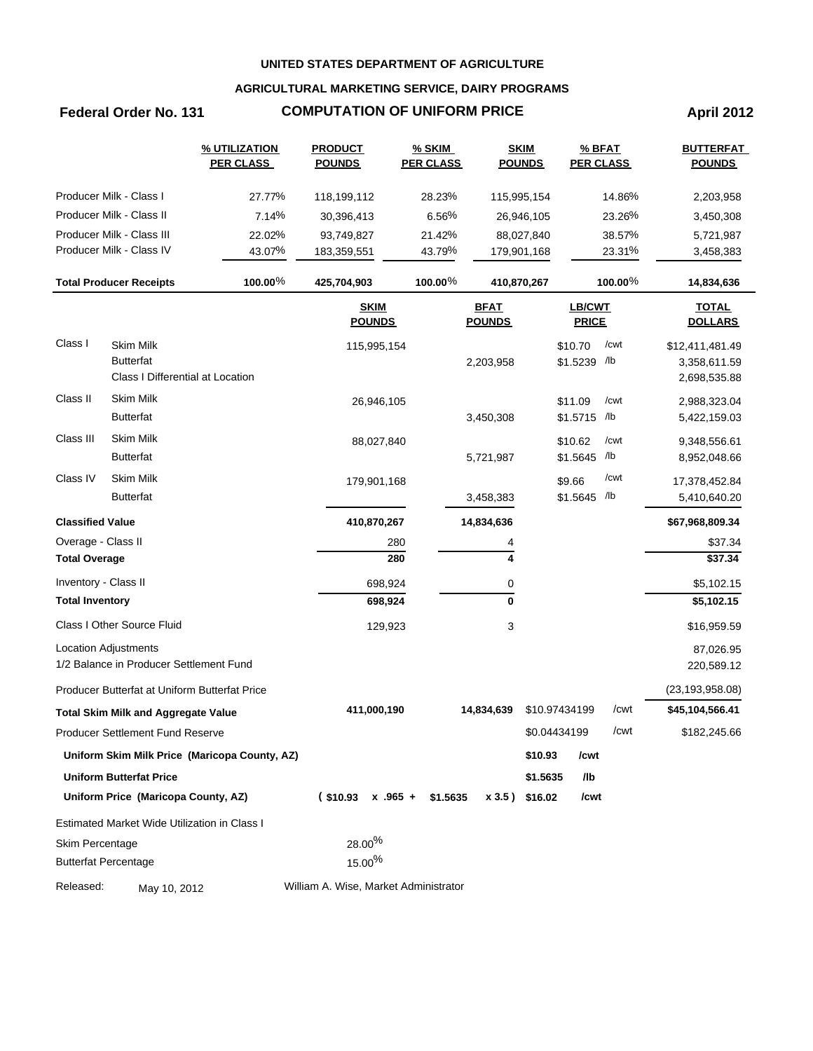**UNITED STATES DEPARTMENT OF AGRICULTURE**

**AGRICULTURAL MARKETING SERVICE, DAIRY PROGRAMS**

**Federal Order No. 131** **COMPUTATION OF UNIFORM PRICE** **April 2012**

| | % UTILIZATION PER CLASS | PRODUCT POUNDS | % SKIM PER CLASS | SKIM POUNDS | % BFAT PER CLASS | BUTTERFAT POUNDS |
|---|---|---|---|---|---|---|
| Producer Milk - Class I | 27.77% | 118,199,112 | 28.23% | 115,995,154 | 14.86% | 2,203,958 |
| Producer Milk - Class II | 7.14% | 30,396,413 | 6.56% | 26,946,105 | 23.26% | 3,450,308 |
| Producer Milk - Class III | 22.02% | 93,749,827 | 21.42% | 88,027,840 | 38.57% | 5,721,987 |
| Producer Milk - Class IV | 43.07% | 183,359,551 | 43.79% | 179,901,168 | 23.31% | 3,458,383 |
| **Total Producer Receipts** | **100.00%** | **425,704,903** | **100.00%** | **410,870,267** | **100.00%** | **14,834,636** |

| | | SKIM POUNDS | BFAT POUNDS | LB/CWT PRICE | | TOTAL DOLLARS |
|---|---|---|---|---|---|---|
| Class I | Skim Milk | 115,995,154 | | $10.70 | /cwt | $12,411,481.49 |
| | Butterfat | | 2,203,958 | $1.5239 | /lb | 3,358,611.59 |
| | Class I Differential at Location | | | | | 2,698,535.88 |
| Class II | Skim Milk | 26,946,105 | | $11.09 | /cwt | 2,988,323.04 |
| | Butterfat | | 3,450,308 | $1.5715 | /lb | 5,422,159.03 |
| Class III | Skim Milk | 88,027,840 | | $10.62 | /cwt | 9,348,556.61 |
| | Butterfat | | 5,721,987 | $1.5645 | /lb | 8,952,048.66 |
| Class IV | Skim Milk | 179,901,168 | | $9.66 | /cwt | 17,378,452.84 |
| | Butterfat | | 3,458,383 | $1.5645 | /lb | 5,410,640.20 |
| **Classified Value** | | **410,870,267** | **14,834,636** | | | **$67,968,809.34** |
| Overage - Class II | | 280 | 4 | | | $37.34 |
| **Total Overage** | | **280** | **4** | | | **$37.34** |
| Inventory - Class II | | 698,924 | 0 | | | $5,102.15 |
| **Total Inventory** | | **698,924** | **0** | | | **$5,102.15** |
| Class I Other Source Fluid | | 129,923 | 3 | | | $16,959.59 |
| Location Adjustments | | | | | | 87,026.95 |
| 1/2 Balance in Producer Settlement Fund | | | | | | 220,589.12 |
| Producer Butterfat at Uniform Butterfat Price | | | | | | (23,193,958.08) |
| **Total Skim Milk and Aggregate Value** | | **411,000,190** | **14,834,639** | $10.97434199 | /cwt | **$45,104,566.41** |
| Producer Settlement Fund Reserve | | | | $0.04434199 | /cwt | $182,245.66 |
| **Uniform Skim Milk Price (Maricopa County, AZ)** | | | | **$10.93** | **/cwt** | |
| **Uniform Butterfat Price** | | | | **$1.5635** | **/lb** | |
| **Uniform Price (Maricopa County, AZ)** | | **( $10.93 x .965 +** | **$1.5635 x 3.5 )** | **$16.02** | **/cwt** | |

Estimated Market Wide Utilization in Class I

| | |
|---|---|
| Skim Percentage | 28.00% |
| Butterfat Percentage | 15.00% |

Released: May 10, 2012 William A. Wise, Market Administrator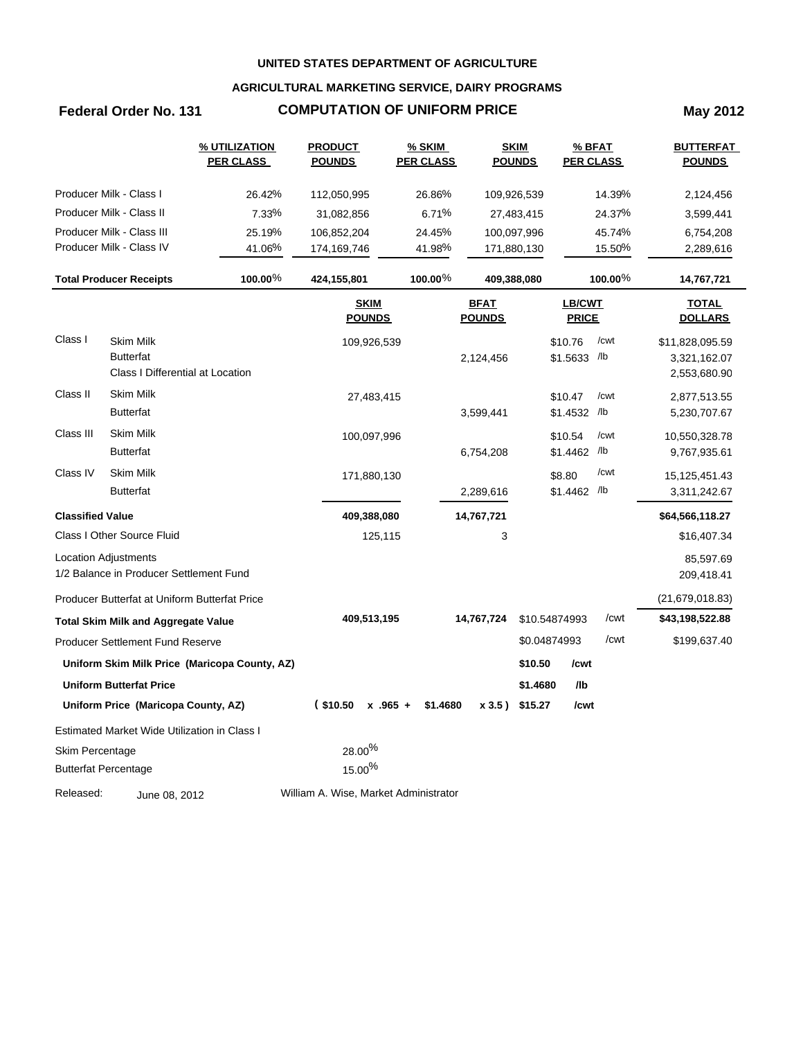**UNITED STATES DEPARTMENT OF AGRICULTURE**

**AGRICULTURAL MARKETING SERVICE, DAIRY PROGRAMS**

**Federal Order No. 131** **COMPUTATION OF UNIFORM PRICE** **May 2012**

| | % UTILIZATION PER CLASS | PRODUCT POUNDS | % SKIM PER CLASS | SKIM POUNDS | % BFAT PER CLASS | BUTTERFAT POUNDS |
|---|---|---|---|---|---|---|
| Producer Milk - Class I | 26.42% | 112,050,995 | 26.86% | 109,926,539 | 14.39% | 2,124,456 |
| Producer Milk - Class II | 7.33% | 31,082,856 | 6.71% | 27,483,415 | 24.37% | 3,599,441 |
| Producer Milk - Class III | 25.19% | 106,852,204 | 24.45% | 100,097,996 | 45.74% | 6,754,208 |
| Producer Milk - Class IV | 41.06% | 174,169,746 | 41.98% | 171,880,130 | 15.50% | 2,289,616 |
| **Total Producer Receipts** | **100.00%** | **424,155,801** | **100.00%** | **409,388,080** | **100.00%** | **14,767,721** |

| | | SKIM POUNDS | BFAT POUNDS | LB/CWT PRICE | TOTAL DOLLARS |
|---|---|---|---|---|---|
| Class I | Skim Milk | 109,926,539 | | $10.76 /cwt | $11,828,095.59 |
| | Butterfat | | 2,124,456 | $1.5633 /lb | 3,321,162.07 |
| | Class I Differential at Location | | | | 2,553,680.90 |
| Class II | Skim Milk | 27,483,415 | | $10.47 /cwt | 2,877,513.55 |
| | Butterfat | | 3,599,441 | $1.4532 /lb | 5,230,707.67 |
| Class III | Skim Milk | 100,097,996 | | $10.54 /cwt | 10,550,328.78 |
| | Butterfat | | 6,754,208 | $1.4462 /lb | 9,767,935.61 |
| Class IV | Skim Milk | 171,880,130 | | $8.80 /cwt | 15,125,451.43 |
| | Butterfat | | 2,289,616 | $1.4462 /lb | 3,311,242.67 |
| **Classified Value** | | **409,388,080** | **14,767,721** | | **$64,566,118.27** |
| Class I Other Source Fluid | | 125,115 | 3 | | $16,407.34 |
| Location Adjustments | | | | | 85,597.69 |
| 1/2 Balance in Producer Settlement Fund | | | | | 209,418.41 |
| Producer Butterfat at Uniform Butterfat Price | | | | | (21,679,018.83) |
| **Total Skim Milk and Aggregate Value** | | **409,513,195** | **14,767,724** | $10.54874993 /cwt | **$43,198,522.88** |
| Producer Settlement Fund Reserve | | | | $0.04874993 /cwt | $199,637.40 |
| **Uniform Skim Milk Price (Maricopa County, AZ)** | | | | **$10.50 /cwt** | |
| **Uniform Butterfat Price** | | | | **$1.4680 /lb** | |
| **Uniform Price (Maricopa County, AZ)** | | **( $10.50 x .965 +** | **$1.4680 x 3.5 )** | **$15.27 /cwt** | |

Estimated Market Wide Utilization in Class I

| | |
|---|---|
| Skim Percentage | 28.00% |
| Butterfat Percentage | 15.00% |

Released: June 08, 2012 William A. Wise, Market Administrator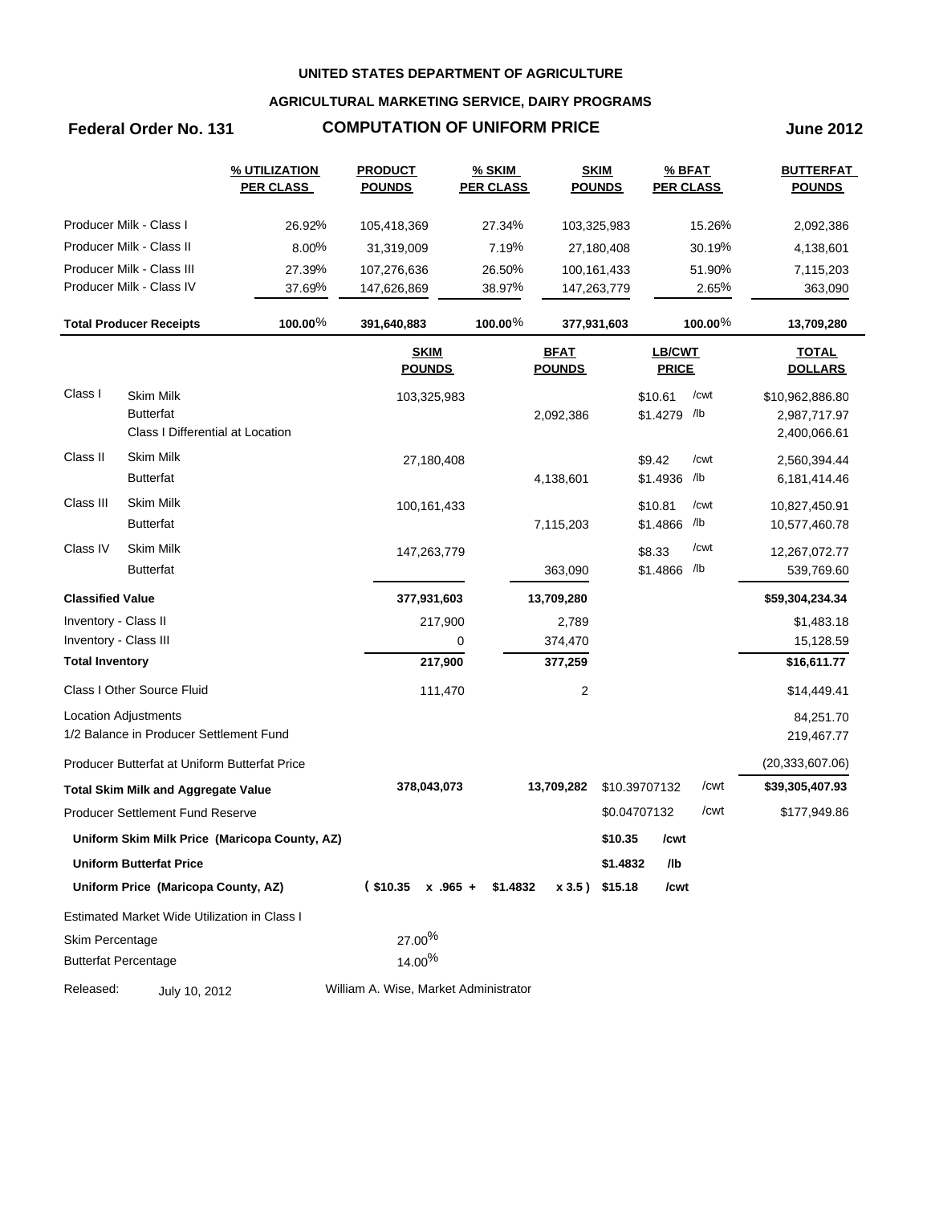**UNITED STATES DEPARTMENT OF AGRICULTURE**

**AGRICULTURAL MARKETING SERVICE, DAIRY PROGRAMS**

**Federal Order No. 131** **COMPUTATION OF UNIFORM PRICE** **June 2012**

| | % UTILIZATION PER CLASS | PRODUCT POUNDS | % SKIM PER CLASS | SKIM POUNDS | % BFAT PER CLASS | BUTTERFAT POUNDS |
|---|---|---|---|---|---|---|
| Producer Milk - Class I | 26.92% | 105,418,369 | 27.34% | 103,325,983 | 15.26% | 2,092,386 |
| Producer Milk - Class II | 8.00% | 31,319,009 | 7.19% | 27,180,408 | 30.19% | 4,138,601 |
| Producer Milk - Class III | 27.39% | 107,276,636 | 26.50% | 100,161,433 | 51.90% | 7,115,203 |
| Producer Milk - Class IV | 37.69% | 147,626,869 | 38.97% | 147,263,779 | 2.65% | 363,090 |
| **Total Producer Receipts** | 100.00% | 391,640,883 | 100.00% | 377,931,603 | 100.00% | 13,709,280 |

| | | SKIM POUNDS | BFAT POUNDS | LB/CWT PRICE | | TOTAL DOLLARS |
|---|---|---|---|---|---|---|
| Class I | Skim Milk | 103,325,983 | | $10.61 | /cwt | $10,962,886.80 |
| | Butterfat | | 2,092,386 | $1.4279 | /lb | 2,987,717.97 |
| | Class I Differential at Location | | | | | 2,400,066.61 |
| Class II | Skim Milk | 27,180,408 | | $9.42 | /cwt | 2,560,394.44 |
| | Butterfat | | 4,138,601 | $1.4936 | /lb | 6,181,414.46 |
| Class III | Skim Milk | 100,161,433 | | $10.81 | /cwt | 10,827,450.91 |
| | Butterfat | | 7,115,203 | $1.4866 | /lb | 10,577,460.78 |
| Class IV | Skim Milk | 147,263,779 | | $8.33 | /cwt | 12,267,072.77 |
| | Butterfat | | 363,090 | $1.4866 | /lb | 539,769.60 |
| **Classified Value** | | 377,931,603 | 13,709,280 | | | $59,304,234.34 |
| Inventory - Class II | | 217,900 | 2,789 | | | $1,483.18 |
| Inventory - Class III | | 0 | 374,470 | | | 15,128.59 |
| **Total Inventory** | | 217,900 | 377,259 | | | $16,611.77 |
| Class I Other Source Fluid | | 111,470 | 2 | | | $14,449.41 |
| Location Adjustments | | | | | | 84,251.70 |
| 1/2 Balance in Producer Settlement Fund | | | | | | 219,467.77 |
| Producer Butterfat at Uniform Butterfat Price | | | | | | (20,333,607.06) |
| **Total Skim Milk and Aggregate Value** | | 378,043,073 | 13,709,282 | $10.39707132 | /cwt | $39,305,407.93 |
| Producer Settlement Fund Reserve | | | | $0.04707132 | /cwt | $177,949.86 |
| **Uniform Skim Milk Price (Maricopa County, AZ)** | | | | $10.35 | /cwt | |
| **Uniform Butterfat Price** | | | | $1.4832 | /lb | |
| **Uniform Price (Maricopa County, AZ)** | | ( $10.35 x .965 + | $1.4832 x 3.5 ) | $15.18 | /cwt | |

Estimated Market Wide Utilization in Class I

| | |
|---|---|
| Skim Percentage | 27.00% |
| Butterfat Percentage | 14.00% |

Released: July 10, 2012

William A. Wise, Market Administrator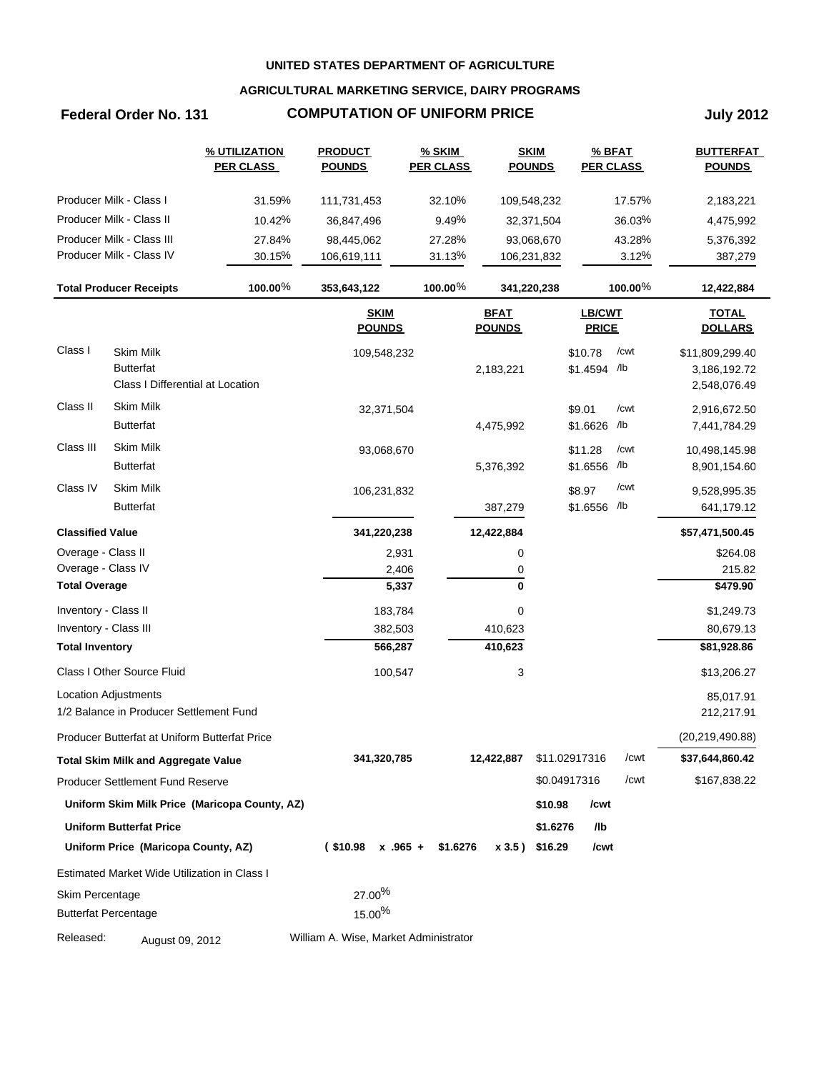**UNITED STATES DEPARTMENT OF AGRICULTURE**

**AGRICULTURAL MARKETING SERVICE, DAIRY PROGRAMS**

**Federal Order No. 131** **COMPUTATION OF UNIFORM PRICE** **July 2012**

| | % UTILIZATION PER CLASS | PRODUCT POUNDS | % SKIM PER CLASS | SKIM POUNDS | % BFAT PER CLASS | BUTTERFAT POUNDS |
|---|---|---|---|---|---|---|
| Producer Milk - Class I | 31.59% | 111,731,453 | 32.10% | 109,548,232 | 17.57% | 2,183,221 |
| Producer Milk - Class II | 10.42% | 36,847,496 | 9.49% | 32,371,504 | 36.03% | 4,475,992 |
| Producer Milk - Class III | 27.84% | 98,445,062 | 27.28% | 93,068,670 | 43.28% | 5,376,392 |
| Producer Milk - Class IV | 30.15% | 106,619,111 | 31.13% | 106,231,832 | 3.12% | 387,279 |
| **Total Producer Receipts** | **100.00%** | **353,643,122** | **100.00%** | **341,220,238** | **100.00%** | **12,422,884** |

| | | SKIM POUNDS | BFAT POUNDS | LB/CWT PRICE | | TOTAL DOLLARS |
|---|---|---|---|---|---|---|
| Class I | Skim Milk | 109,548,232 | | $10.78 | /cwt | $11,809,299.40 |
| | Butterfat | | 2,183,221 | $1.4594 | /lb | 3,186,192.72 |
| | Class I Differential at Location | | | | | 2,548,076.49 |
| Class II | Skim Milk | 32,371,504 | | $9.01 | /cwt | 2,916,672.50 |
| | Butterfat | | 4,475,992 | $1.6626 | /lb | 7,441,784.29 |
| Class III | Skim Milk | 93,068,670 | | $11.28 | /cwt | 10,498,145.98 |
| | Butterfat | | 5,376,392 | $1.6556 | /lb | 8,901,154.60 |
| Class IV | Skim Milk | 106,231,832 | | $8.97 | /cwt | 9,528,995.35 |
| | Butterfat | | 387,279 | $1.6556 | /lb | 641,179.12 |
| **Classified Value** | | **341,220,238** | **12,422,884** | | | **$57,471,500.45** |
| Overage - Class II | | 2,931 | 0 | | | $264.08 |
| Overage - Class IV | | 2,406 | 0 | | | 215.82 |
| **Total Overage** | | **5,337** | **0** | | | **$479.90** |
| Inventory - Class II | | 183,784 | 0 | | | $1,249.73 |
| Inventory - Class III | | 382,503 | 410,623 | | | 80,679.13 |
| **Total Inventory** | | **566,287** | **410,623** | | | **$81,928.86** |
| Class I Other Source Fluid | | 100,547 | 3 | | | $13,206.27 |
| Location Adjustments | | | | | | 85,017.91 |
| 1/2 Balance in Producer Settlement Fund | | | | | | 212,217.91 |
| Producer Butterfat at Uniform Butterfat Price | | | | | | (20,219,490.88) |
| **Total Skim Milk and Aggregate Value** | | **341,320,785** | **12,422,887** | $11.02917316 | /cwt | **$37,644,860.42** |
| Producer Settlement Fund Reserve | | | | $0.04917316 | /cwt | $167,838.22 |
| **Uniform Skim Milk Price (Maricopa County, AZ)** | | | | **$10.98** | **/cwt** | |
| **Uniform Butterfat Price** | | | | **$1.6276** | **/lb** | |
| **Uniform Price (Maricopa County, AZ)** | | **( $10.98 x .965 +** | **$1.6276 x 3.5 )** | **$16.29** | **/cwt** | |

Estimated Market Wide Utilization in Class I

| | |
|---|---|
| Skim Percentage | 27.00% |
| Butterfat Percentage | 15.00% |

Released: August 09, 2012 William A. Wise, Market Administrator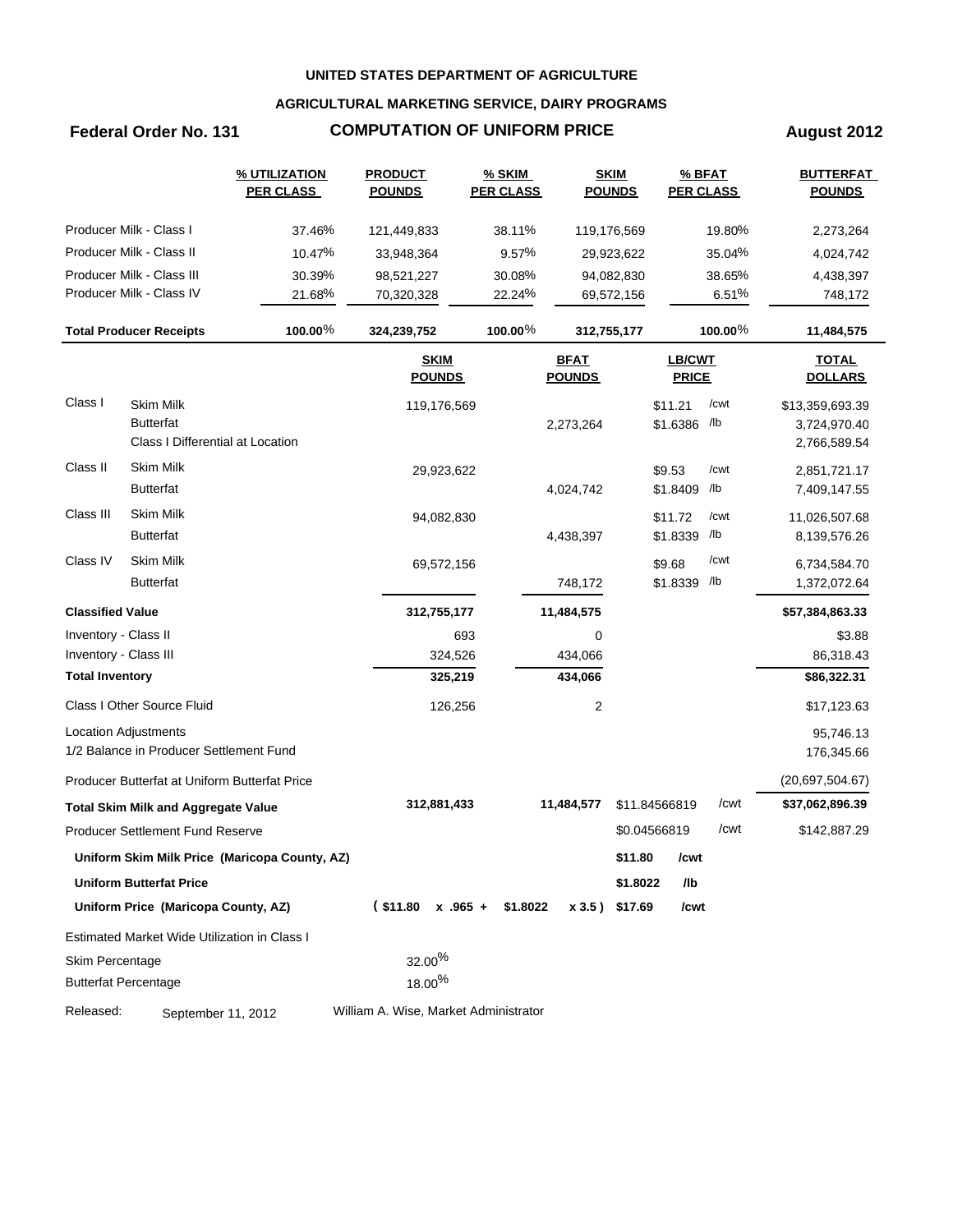**UNITED STATES DEPARTMENT OF AGRICULTURE**

**AGRICULTURAL MARKETING SERVICE, DAIRY PROGRAMS**

**Federal Order No. 131** **COMPUTATION OF UNIFORM PRICE** **August 2012**

| | % UTILIZATION PER CLASS | PRODUCT POUNDS | % SKIM PER CLASS | SKIM POUNDS | % BFAT PER CLASS | BUTTERFAT POUNDS |
|---|---|---|---|---|---|---|
| Producer Milk - Class I | 37.46% | 121,449,833 | 38.11% | 119,176,569 | 19.80% | 2,273,264 |
| Producer Milk - Class II | 10.47% | 33,948,364 | 9.57% | 29,923,622 | 35.04% | 4,024,742 |
| Producer Milk - Class III | 30.39% | 98,521,227 | 30.08% | 94,082,830 | 38.65% | 4,438,397 |
| Producer Milk - Class IV | 21.68% | 70,320,328 | 22.24% | 69,572,156 | 6.51% | 748,172 |
| **Total Producer Receipts** | **100.00%** | **324,239,752** | **100.00%** | **312,755,177** | **100.00%** | **11,484,575** |

| | | SKIM POUNDS | BFAT POUNDS | LB/CWT PRICE | | TOTAL DOLLARS |
|---|---|---|---|---|---|---|
| Class I | Skim Milk | 119,176,569 | | $11.21 | /cwt | $13,359,693.39 |
| | Butterfat | | 2,273,264 | $1.6386 | /lb | 3,724,970.40 |
| | Class I Differential at Location | | | | | 2,766,589.54 |
| Class II | Skim Milk | 29,923,622 | | $9.53 | /cwt | 2,851,721.17 |
| | Butterfat | | 4,024,742 | $1.8409 | /lb | 7,409,147.55 |
| Class III | Skim Milk | 94,082,830 | | $11.72 | /cwt | 11,026,507.68 |
| | Butterfat | | 4,438,397 | $1.8339 | /lb | 8,139,576.26 |
| Class IV | Skim Milk | 69,572,156 | | $9.68 | /cwt | 6,734,584.70 |
| | Butterfat | | 748,172 | $1.8339 | /lb | 1,372,072.64 |
| **Classified Value** | | **312,755,177** | **11,484,575** | | | **$57,384,863.33** |
| Inventory - Class II | | 693 | 0 | | | $3.88 |
| Inventory - Class III | | 324,526 | 434,066 | | | 86,318.43 |
| **Total Inventory** | | **325,219** | **434,066** | | | **$86,322.31** |
| Class I Other Source Fluid | | 126,256 | 2 | | | $17,123.63 |
| Location Adjustments | | | | | | 95,746.13 |
| 1/2 Balance in Producer Settlement Fund | | | | | | 176,345.66 |
| Producer Butterfat at Uniform Butterfat Price | | | | | | (20,697,504.67) |
| **Total Skim Milk and Aggregate Value** | | **312,881,433** | **11,484,577** | $11.84566819 | /cwt | **$37,062,896.39** |
| Producer Settlement Fund Reserve | | | | $0.04566819 | /cwt | $142,887.29 |
| **Uniform Skim Milk Price (Maricopa County, AZ)** | | | | **$11.80** | **/cwt** | |
| **Uniform Butterfat Price** | | | | **$1.8022** | **/lb** | |
| **Uniform Price (Maricopa County, AZ)** | | **( $11.80 x .965 +** | **$1.8022 x 3.5 )** | **$17.69** | **/cwt** | |

Estimated Market Wide Utilization in Class I

| | |
|---|---|
| Skim Percentage | 32.00% |
| Butterfat Percentage | 18.00% |

Released: September 11, 2012 William A. Wise, Market Administrator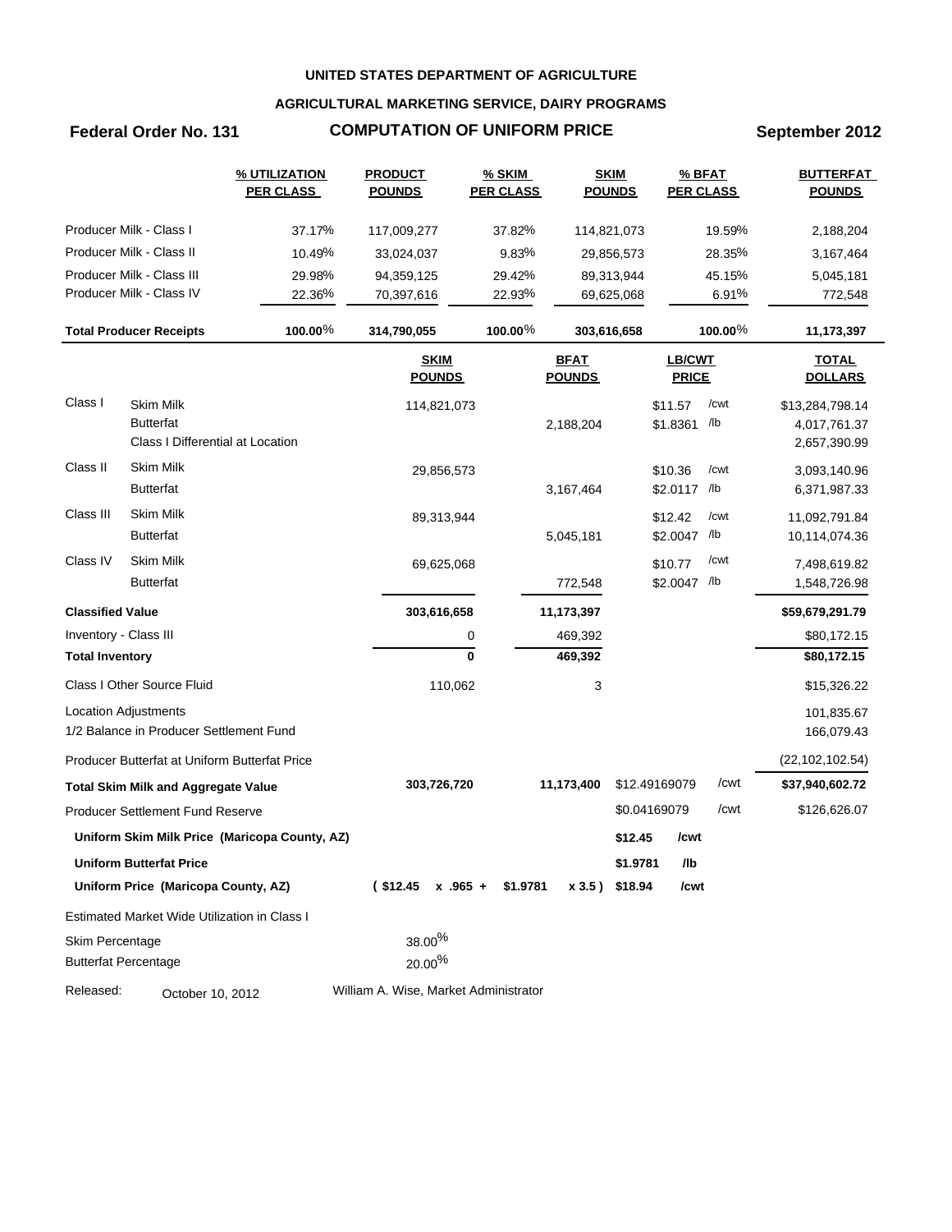**UNITED STATES DEPARTMENT OF AGRICULTURE**

**AGRICULTURAL MARKETING SERVICE, DAIRY PROGRAMS**

**Federal Order No. 131** **COMPUTATION OF UNIFORM PRICE** **September 2012**

| | % UTILIZATION PER CLASS | PRODUCT POUNDS | % SKIM PER CLASS | SKIM POUNDS | % BFAT PER CLASS | BUTTERFAT POUNDS |
|---|---|---|---|---|---|---|
| Producer Milk - Class I | 37.17% | 117,009,277 | 37.82% | 114,821,073 | 19.59% | 2,188,204 |
| Producer Milk - Class II | 10.49% | 33,024,037 | 9.83% | 29,856,573 | 28.35% | 3,167,464 |
| Producer Milk - Class III | 29.98% | 94,359,125 | 29.42% | 89,313,944 | 45.15% | 5,045,181 |
| Producer Milk - Class IV | 22.36% | 70,397,616 | 22.93% | 69,625,068 | 6.91% | 772,548 |
| **Total Producer Receipts** | **100.00%** | **314,790,055** | **100.00%** | **303,616,658** | **100.00%** | **11,173,397** |

| | | SKIM POUNDS | BFAT POUNDS | LB/CWT PRICE | | TOTAL DOLLARS |
|---|---|---|---|---|---|---|
| Class I | Skim Milk | 114,821,073 | | $11.57 | /cwt | $13,284,798.14 |
| | Butterfat | | 2,188,204 | $1.8361 | /lb | 4,017,761.37 |
| | Class I Differential at Location | | | | | 2,657,390.99 |
| Class II | Skim Milk | 29,856,573 | | $10.36 | /cwt | 3,093,140.96 |
| | Butterfat | | 3,167,464 | $2.0117 | /lb | 6,371,987.33 |
| Class III | Skim Milk | 89,313,944 | | $12.42 | /cwt | 11,092,791.84 |
| | Butterfat | | 5,045,181 | $2.0047 | /lb | 10,114,074.36 |
| Class IV | Skim Milk | 69,625,068 | | $10.77 | /cwt | 7,498,619.82 |
| | Butterfat | | 772,548 | $2.0047 | /lb | 1,548,726.98 |
| **Classified Value** | | **303,616,658** | **11,173,397** | | | **$59,679,291.79** |
| Inventory - Class III | | 0 | 469,392 | | | $80,172.15 |
| **Total Inventory** | | **0** | **469,392** | | | **$80,172.15** |
| Class I Other Source Fluid | | 110,062 | 3 | | | $15,326.22 |
| Location Adjustments | | | | | | 101,835.67 |
| 1/2 Balance in Producer Settlement Fund | | | | | | 166,079.43 |
| Producer Butterfat at Uniform Butterfat Price | | | | | | (22,102,102.54) |
| **Total Skim Milk and Aggregate Value** | | **303,726,720** | **11,173,400** | $12.49169079 | /cwt | **$37,940,602.72** |
| Producer Settlement Fund Reserve | | | | $0.04169079 | /cwt | $126,626.07 |
| **Uniform Skim Milk Price (Maricopa County, AZ)** | | | | **$12.45** | **/cwt** | |
| **Uniform Butterfat Price** | | | | **$1.9781** | **/lb** | |
| **Uniform Price (Maricopa County, AZ)** | | **( $12.45 x .965 +** | **$1.9781 x 3.5 )** | **$18.94** | **/cwt** | |

Estimated Market Wide Utilization in Class I

| | |
|---|---|
| Skim Percentage | 38.00% |
| Butterfat Percentage | 20.00% |

Released: October 10, 2012 William A. Wise, Market Administrator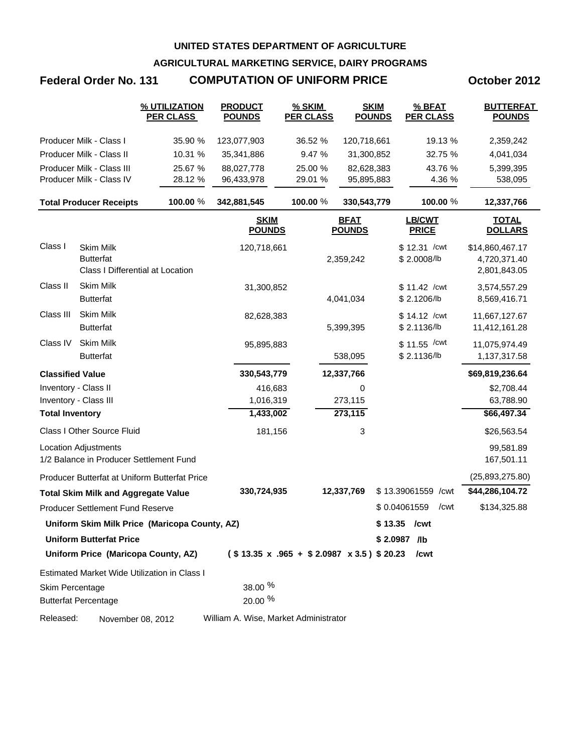**UNITED STATES DEPARTMENT OF AGRICULTURE**

**AGRICULTURAL MARKETING SERVICE, DAIRY PROGRAMS**

## Federal Order No. 131 — COMPUTATION OF UNIFORM PRICE — October 2012

| | % UTILIZATION PER CLASS | PRODUCT POUNDS | % SKIM PER CLASS | SKIM POUNDS | % BFAT PER CLASS | BUTTERFAT POUNDS |
|---|---|---|---|---|---|---|
| Producer Milk - Class I | 35.90 % | 123,077,903 | 36.52 % | 120,718,661 | 19.13 % | 2,359,242 |
| Producer Milk - Class II | 10.31 % | 35,341,886 | 9.47 % | 31,300,852 | 32.75 % | 4,041,034 |
| Producer Milk - Class III | 25.67 % | 88,027,778 | 25.00 % | 82,628,383 | 43.76 % | 5,399,395 |
| Producer Milk - Class IV | 28.12 % | 96,433,978 | 29.01 % | 95,895,883 | 4.36 % | 538,095 |
| **Total Producer Receipts** | **100.00** % | **342,881,545** | **100.00** % | **330,543,779** | **100.00** % | **12,337,766** |

| | | SKIM POUNDS | BFAT POUNDS | LB/CWT PRICE | TOTAL DOLLARS |
|---|---|---|---|---|---|
| Class I | Skim Milk | 120,718,661 | | $ 12.31 /cwt | $14,860,467.17 |
| | Butterfat | | 2,359,242 | $ 2.0008/lb | 4,720,371.40 |
| | Class I Differential at Location | | | | 2,801,843.05 |
| Class II | Skim Milk | 31,300,852 | | $ 11.42 /cwt | 3,574,557.29 |
| | Butterfat | | 4,041,034 | $ 2.1206/lb | 8,569,416.71 |
| Class III | Skim Milk | 82,628,383 | | $ 14.12 /cwt | 11,667,127.67 |
| | Butterfat | | 5,399,395 | $ 2.1136/lb | 11,412,161.28 |
| Class IV | Skim Milk | 95,895,883 | | $ 11.55 /cwt | 11,075,974.49 |
| | Butterfat | | 538,095 | $ 2.1136/lb | 1,137,317.58 |
| **Classified Value** | | **330,543,779** | **12,337,766** | | **$69,819,236.64** |
| Inventory - Class II | | 416,683 | 0 | | $2,708.44 |
| Inventory - Class III | | 1,016,319 | 273,115 | | 63,788.90 |
| **Total Inventory** | | **1,433,002** | **273,115** | | **$66,497.34** |
| Class I Other Source Fluid | | 181,156 | 3 | | $26,563.54 |
| Location Adjustments | | | | | 99,581.89 |
| 1/2 Balance in Producer Settlement Fund | | | | | 167,501.11 |
| Producer Butterfat at Uniform Butterfat Price | | | | | (25,893,275.80) |
| **Total Skim Milk and Aggregate Value** | | **330,724,935** | **12,337,769** | $ 13.39061559 /cwt | **$44,286,104.72** |
| Producer Settlement Fund Reserve | | | | $ 0.04061559 /cwt | $134,325.88 |
| **Uniform Skim Milk Price (Maricopa County, AZ)** | | | | **$ 13.35 /cwt** | |
| **Uniform Butterfat Price** | | | | **$ 2.0987 /lb** | |
| **Uniform Price (Maricopa County, AZ)** | | **( $ 13.35 x .965 + $ 2.0987 x 3.5 )** | | **$ 20.23 /cwt** | |

Estimated Market Wide Utilization in Class I

| | |
|---|---|
| Skim Percentage | 38.00 % |
| Butterfat Percentage | 20.00 % |

Released: November 08, 2012 — William A. Wise, Market Administrator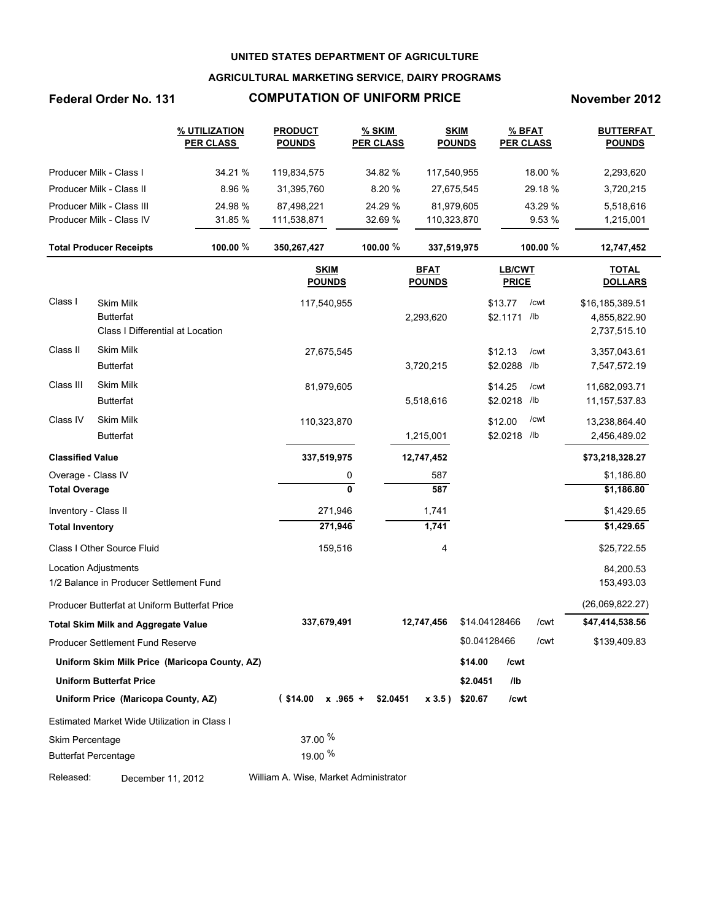**UNITED STATES DEPARTMENT OF AGRICULTURE**

**AGRICULTURAL MARKETING SERVICE, DAIRY PROGRAMS**

**Federal Order No. 131** **COMPUTATION OF UNIFORM PRICE** **November 2012**

| | % UTILIZATION PER CLASS | PRODUCT POUNDS | % SKIM PER CLASS | SKIM POUNDS | % BFAT PER CLASS | BUTTERFAT POUNDS |
|---|---|---|---|---|---|---|
| Producer Milk - Class I | 34.21 % | 119,834,575 | 34.82 % | 117,540,955 | 18.00 % | 2,293,620 |
| Producer Milk - Class II | 8.96 % | 31,395,760 | 8.20 % | 27,675,545 | 29.18 % | 3,720,215 |
| Producer Milk - Class III | 24.98 % | 87,498,221 | 24.29 % | 81,979,605 | 43.29 % | 5,518,616 |
| Producer Milk - Class IV | 31.85 % | 111,538,871 | 32.69 % | 110,323,870 | 9.53 % | 1,215,001 |
| **Total Producer Receipts** | **100.00 %** | **350,267,427** | **100.00 %** | **337,519,975** | **100.00 %** | **12,747,452** |

| | | SKIM POUNDS | BFAT POUNDS | LB/CWT PRICE | | TOTAL DOLLARS |
|---|---|---|---|---|---|---|
| Class I | Skim Milk | 117,540,955 | | $13.77 | /cwt | $16,185,389.51 |
| | Butterfat | | 2,293,620 | $2.1171 | /lb | 4,855,822.90 |
| | Class I Differential at Location | | | | | 2,737,515.10 |
| Class II | Skim Milk | 27,675,545 | | $12.13 | /cwt | 3,357,043.61 |
| | Butterfat | | 3,720,215 | $2.0288 | /lb | 7,547,572.19 |
| Class III | Skim Milk | 81,979,605 | | $14.25 | /cwt | 11,682,093.71 |
| | Butterfat | | 5,518,616 | $2.0218 | /lb | 11,157,537.83 |
| Class IV | Skim Milk | 110,323,870 | | $12.00 | /cwt | 13,238,864.40 |
| | Butterfat | | 1,215,001 | $2.0218 | /lb | 2,456,489.02 |
| **Classified Value** | | **337,519,975** | **12,747,452** | | | **$73,218,328.27** |
| Overage - Class IV | | 0 | 587 | | | $1,186.80 |
| **Total Overage** | | **0** | **587** | | | **$1,186.80** |
| Inventory - Class II | | 271,946 | 1,741 | | | $1,429.65 |
| **Total Inventory** | | **271,946** | **1,741** | | | **$1,429.65** |
| Class I Other Source Fluid | | 159,516 | 4 | | | $25,722.55 |
| Location Adjustments | | | | | | 84,200.53 |
| 1/2 Balance in Producer Settlement Fund | | | | | | 153,493.03 |
| Producer Butterfat at Uniform Butterfat Price | | | | | | (26,069,822.27) |
| **Total Skim Milk and Aggregate Value** | | **337,679,491** | **12,747,456** | $14.04128466 | /cwt | **$47,414,538.56** |
| Producer Settlement Fund Reserve | | | | $0.04128466 | /cwt | $139,409.83 |
| **Uniform Skim Milk Price (Maricopa County, AZ)** | | | | **$14.00** | **/cwt** | |
| **Uniform Butterfat Price** | | | | **$2.0451** | **/lb** | |
| **Uniform Price (Maricopa County, AZ)** | | **( $14.00 x .965 +** | **$2.0451 x 3.5 )** | **$20.67** | **/cwt** | |

Estimated Market Wide Utilization in Class I

| | |
|---|---|
| Skim Percentage | 37.00 % |
| Butterfat Percentage | 19.00 % |

Released: December 11, 2012 William A. Wise, Market Administrator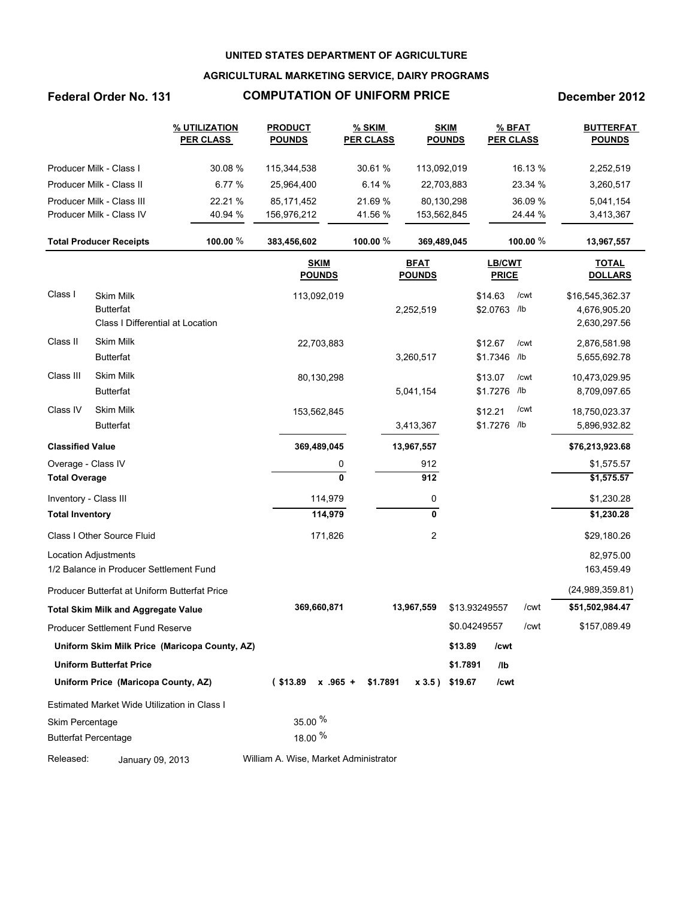UNITED STATES DEPARTMENT OF AGRICULTURE

AGRICULTURAL MARKETING SERVICE, DAIRY PROGRAMS

**Federal Order No. 131** — **COMPUTATION OF UNIFORM PRICE** — **December 2012**

| | % UTILIZATION PER CLASS | PRODUCT POUNDS | % SKIM PER CLASS | SKIM POUNDS | % BFAT PER CLASS | BUTTERFAT POUNDS |
|---|---|---|---|---|---|---|
| Producer Milk - Class I | 30.08 % | 115,344,538 | 30.61 % | 113,092,019 | 16.13 % | 2,252,519 |
| Producer Milk - Class II | 6.77 % | 25,964,400 | 6.14 % | 22,703,883 | 23.34 % | 3,260,517 |
| Producer Milk - Class III | 22.21 % | 85,171,452 | 21.69 % | 80,130,298 | 36.09 % | 5,041,154 |
| Producer Milk - Class IV | 40.94 % | 156,976,212 | 41.56 % | 153,562,845 | 24.44 % | 3,413,367 |
| **Total Producer Receipts** | **100.00** % | **383,456,602** | **100.00** % | **369,489,045** | **100.00** % | **13,967,557** |

| | | SKIM POUNDS | BFAT POUNDS | LB/CWT PRICE | | TOTAL DOLLARS |
|---|---|---|---|---|---|---|
| Class I | Skim Milk | 113,092,019 | | $14.63 | /cwt | $16,545,362.37 |
| | Butterfat | | 2,252,519 | $2.0763 | /lb | 4,676,905.20 |
| | Class I Differential at Location | | | | | 2,630,297.56 |
| Class II | Skim Milk | 22,703,883 | | $12.67 | /cwt | 2,876,581.98 |
| | Butterfat | | 3,260,517 | $1.7346 | /lb | 5,655,692.78 |
| Class III | Skim Milk | 80,130,298 | | $13.07 | /cwt | 10,473,029.95 |
| | Butterfat | | 5,041,154 | $1.7276 | /lb | 8,709,097.65 |
| Class IV | Skim Milk | 153,562,845 | | $12.21 | /cwt | 18,750,023.37 |
| | Butterfat | | 3,413,367 | $1.7276 | /lb | 5,896,932.82 |
| **Classified Value** | | **369,489,045** | **13,967,557** | | | **$76,213,923.68** |
| Overage - Class IV | | 0 | 912 | | | $1,575.57 |
| **Total Overage** | | **0** | **912** | | | **$1,575.57** |
| Inventory - Class III | | 114,979 | 0 | | | $1,230.28 |
| **Total Inventory** | | **114,979** | **0** | | | **$1,230.28** |
| Class I Other Source Fluid | | 171,826 | 2 | | | $29,180.26 |
| Location Adjustments | | | | | | 82,975.00 |
| 1/2 Balance in Producer Settlement Fund | | | | | | 163,459.49 |
| Producer Butterfat at Uniform Butterfat Price | | | | | | (24,989,359.81) |
| **Total Skim Milk and Aggregate Value** | | **369,660,871** | **13,967,559** | $13.93249557 | /cwt | **$51,502,984.47** |
| Producer Settlement Fund Reserve | | | | $0.04249557 | /cwt | $157,089.49 |
| **Uniform Skim Milk Price (Maricopa County, AZ)** | | | | **$13.89** | **/cwt** | |
| **Uniform Butterfat Price** | | | | **$1.7891** | **/lb** | |
| **Uniform Price (Maricopa County, AZ)** | | **( $13.89 x .965 +** | **$1.7891 x 3.5 )** | **$19.67** | **/cwt** | |

Estimated Market Wide Utilization in Class I

Skim Percentage 35.00 %

Butterfat Percentage 18.00 %

Released: January 09, 2013 — William A. Wise, Market Administrator